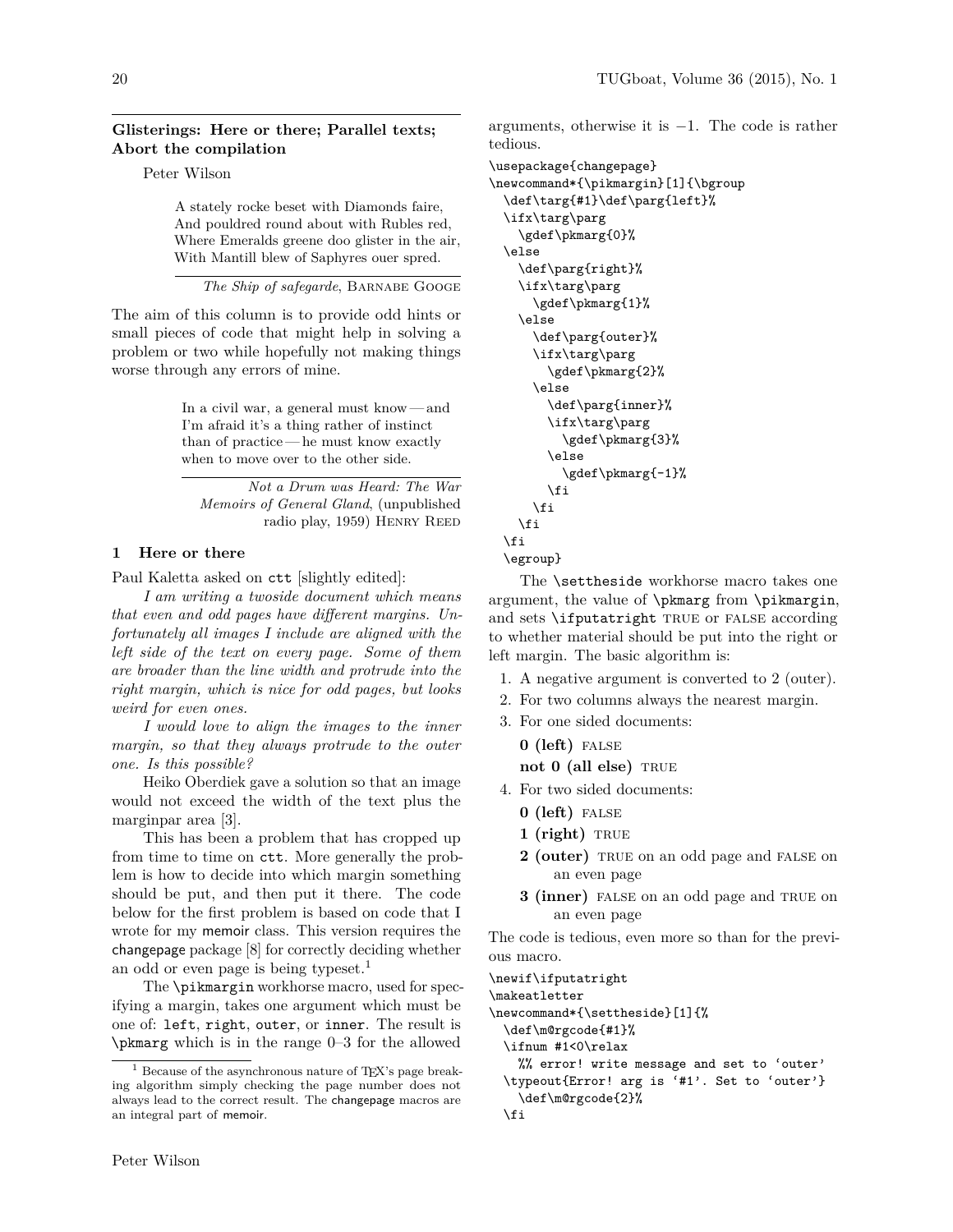## Glisterings: Here or there; Parallel texts; Abort the compilation

Peter Wilson

> A stately rocke beset with Diamonds faire,
> And pouldred round about with Rubles red,
> Where Emeralds greene doo glister in the air,
> With Mantill blew of Saphyres ouer spred.
>
> *The Ship of safegarde*, Barnabe Googe

The aim of this column is to provide odd hints or small pieces of code that might help in solving a problem or two while hopefully not making things worse through any errors of mine.

> In a civil war, a general must know — and I'm afraid it's a thing rather of instinct than of practice — he must know exactly when to move over to the other side.
>
> *Not a Drum was Heard: The War Memoirs of General Gland*, (unpublished radio play, 1959) Henry Reed

### 1 Here or there

Paul Kaletta asked on `ctt` [slightly edited]:

*I am writing a twoside document which means that even and odd pages have different margins. Unfortunately all images I include are aligned with the left side of the text on every page. Some of them are broader than the line width and protrude into the right margin, which is nice for odd pages, but looks weird for even ones.*

*I would love to align the images to the inner margin, so that they always protrude to the outer one. Is this possible?*

Heiko Oberdiek gave a solution so that an image would not exceed the width of the text plus the marginpar area [3].

This has been a problem that has cropped up from time to time on `ctt`. More generally the problem is how to decide into which margin something should be put, and then put it there. The code below for the first problem is based on code that I wrote for my memoir class. This version requires the changepage package [8] for correctly deciding whether an odd or even page is being typeset.[1]

The `\pikmargin` workhorse macro, used for specifying a margin, takes one argument which must be one of: `left`, `right`, `outer`, or `inner`. The result is `\pkmarg` which is in the range 0–3 for the allowed arguments, otherwise it is −1. The code is rather tedious.

```
\usepackage{changepage}
\newcommand*{\pikmargin}[1]{\bgroup
  \def\targ{#1}\def\parg{left}%
  \ifx\targ\parg
    \gdef\pkmarg{0}%
  \else
    \def\parg{right}%
    \ifx\targ\parg
      \gdef\pkmarg{1}%
    \else
      \def\parg{outer}%
      \ifx\targ\parg
        \gdef\pkmarg{2}%
      \else
        \def\parg{inner}%
        \ifx\targ\parg
          \gdef\pkmarg{3}%
        \else
          \gdef\pkmarg{-1}%
        \fi
      \fi
    \fi
  \fi
  \egroup}
```

The `\settheside` workhorse macro takes one argument, the value of `\pkmarg` from `\pikmargin`, and sets `\ifputatright` TRUE or FALSE according to whether material should be put into the right or left margin. The basic algorithm is:

1. A negative argument is converted to 2 (outer).
2. For two columns always the nearest margin.
3. For one sided documents:
   - **0 (left)** FALSE
   - **not 0 (all else)** TRUE
4. For two sided documents:
   - **0 (left)** FALSE
   - **1 (right)** TRUE
   - **2 (outer)** TRUE on an odd page and FALSE on an even page
   - **3 (inner)** FALSE on an odd page and TRUE on an even page

The code is tedious, even more so than for the previous macro.

```
\newif\ifputatright
\makeatletter
\newcommand*{\settheside}[1]{%
  \def\m@rgcode{#1}%
  \ifnum #1<0\relax
    %% error! write message and set to 'outer'
  \typeout{Error! arg is '#1'. Set to 'outer'}
    \def\m@rgcode{2}%
  \fi
```

[1] Because of the asynchronous nature of TEX's page breaking algorithm simply checking the page number does not always lead to the correct result. The changepage macros are an integral part of memoir.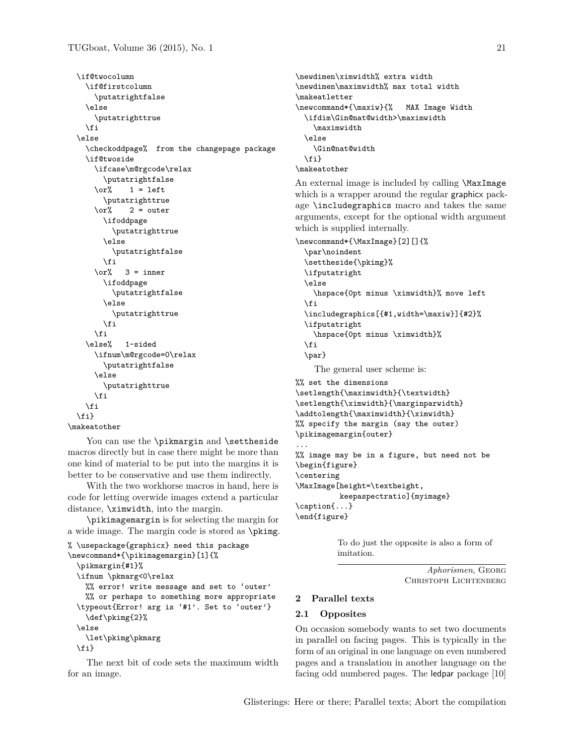```
  \if@twocolumn
    \if@firstcolumn
      \putatrightfalse
    \else
      \putatrighttrue
    \fi
  \else
    \checkoddpage%  from the changepage package
    \if@twoside
      \ifcase\m@rgcode\relax
        \putatrightfalse
      \or%    1 = left
        \putatrighttrue
      \or%    2 = outer
        \ifoddpage
          \putatrighttrue
        \else
          \putatrightfalse
        \fi
      \or%   3 = inner
        \ifoddpage
          \putatrightfalse
        \else
          \putatrighttrue
        \fi
      \fi
    \else%   1-sided
      \ifnum\m@rgcode=0\relax
        \putatrightfalse
      \else
        \putatrighttrue
      \fi
    \fi
  \fi}
\makeatother
```

You can use the `\pikmargin` and `\settheside` macros directly but in case there might be more than one kind of material to be put into the margins it is better to be conservative and use them indirectly.

With the two workhorse macros in hand, here is code for letting overwide images extend a particular distance, `\ximwidth`, into the margin.

`\pikimagemargin` is for selecting the margin for a wide image. The margin code is stored as `\pkimg`.

```
% \usepackage{graphicx} need this package
\newcommand*{\pikimagemargin}[1]{%
  \pikmargin{#1}%
  \ifnum \pkmarg<0\relax
    %% error! write message and set to ‘outer’
    %% or perhaps to something more appropriate
  \typeout{Error! arg is ‘#1’. Set to ‘outer’}
    \def\pkimg{2}%
  \else
    \let\pkimg\pkmarg
  \fi}
```

The next bit of code sets the maximum width for an image.

```
\newdimen\ximwidth% extra width
\newdimen\maximwidth% max total width
\makeatletter
\newcommand*{\maxiw}{%   MAX Image Width
  \ifdim\Gin@nat@width>\maximwidth
    \maximwidth
  \else
    \Gin@nat@width
  \fi}
\makeatother
```

An external image is included by calling `\MaxImage` which is a wrapper around the regular graphicx package `\includegraphics` macro and takes the same arguments, except for the optional width argument which is supplied internally.

```
\newcommand*{\MaxImage}[2][]{%
  \par\noindent
  \settheside{\pkimg}%
  \ifputatright
  \else
    \hspace{0pt minus \ximwidth}% move left
  \fi
  \includegraphics[{#1,width=\maxiw}]{#2}%
  \ifputatright
    \hspace{0pt minus \ximwidth}%
  \fi
  \par}
```

The general user scheme is:

```
%% set the dimensions
\setlength{\maximwidth}{\textwidth}
\setlength{\ximwidth}{\marginparwidth}
\addtolength{\maximwidth}{\ximwidth}
%% specify the margin (say the outer)
\pikimagemargin{outer}
...
%% image may be in a figure, but need not be
\begin{figure}
\centering
\MaxImage[height=\textheight,
          keepaspectratio]{myimage}
\caption{...}
\end{figure}
```

> To do just the opposite is also a form of imitation.
>
> *Aphorismen*, Georg Christoph Lichtenberg

## 2 Parallel texts

### 2.1 Opposites

On occasion somebody wants to set two documents in parallel on facing pages. This is typically in the form of an original in one language on even numbered pages and a translation in another language on the facing odd numbered pages. The ledpar package [10]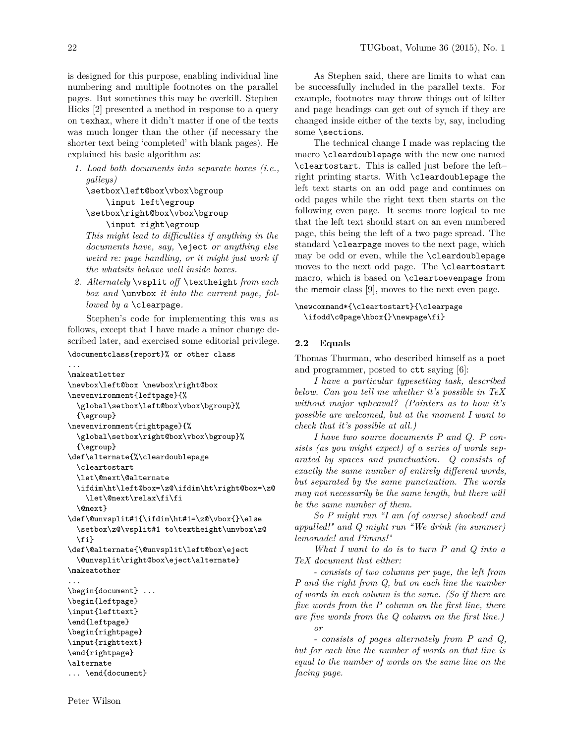is designed for this purpose, enabling individual line numbering and multiple footnotes on the parallel pages. But sometimes this may be overkill. Stephen Hicks [2] presented a method in response to a query on `texhax`, where it didn't matter if one of the texts was much longer than the other (if necessary the shorter text being 'completed' with blank pages). He explained his basic algorithm as:

1. *Load both documents into separate boxes (i.e., galleys)*
   ```
   \setbox\left@box\vbox\bgroup
       \input left\egroup
   \setbox\right@box\vbox\bgroup
       \input right\egroup
   ```
   *This might lead to difficulties if anything in the documents have, say,* `\eject` *or anything else weird re: page handling, or it might just work if the whatsits behave well inside boxes.*
2. *Alternately* `\vsplit` *off* `\textheight` *from each box and* `\unvbox` *it into the current page, followed by a* `\clearpage`*.*

Stephen's code for implementing this was as follows, except that I have made a minor change described later, and exercised some editorial privilege.

```
\documentclass{report}% or other class
...
\makeatletter
\newbox\left@box \newbox\right@box
\newenvironment{leftpage}{%
  \global\setbox\left@box\vbox\bgroup}%
  {\egroup}
\newenvironment{rightpage}{%
  \global\setbox\right@box\vbox\bgroup}%
  {\egroup}
\def\alternate{%\cleardoublepage
  \cleartostart
  \let\@next\@alternate
  \ifdim\ht\left@box=\z@\ifdim\ht\right@box=\z@
    \let\@next\relax\fi\fi
  \@next}
\def\@unvsplit#1{\ifdim\ht#1=\z@\vbox{}\else
  \setbox\z@\vsplit#1 to\textheight\unvbox\z@
  \fi}
\def\@alternate{\@unvsplit\left@box\eject
  \@unvsplit\right@box\eject\alternate}
\makeatother
...
\begin{document} ...
\begin{leftpage}
\input{lefttext}
\end{leftpage}
\begin{rightpage}
\input{righttext}
\end{rightpage}
\alternate
... \end{document}
```

As Stephen said, there are limits to what can be successfully included in the parallel texts. For example, footnotes may throw things out of kilter and page headings can get out of synch if they are changed inside either of the texts by, say, including some `\section`s.

The technical change I made was replacing the macro `\cleardoublepage` with the new one named `\cleartostart`. This is called just before the left–right printing starts. With `\cleardoublepage` the left text starts on an odd page and continues on odd pages while the right text then starts on the following even page. It seems more logical to me that the left text should start on an even numbered page, this being the left of a two page spread. The standard `\clearpage` moves to the next page, which may be odd or even, while the `\cleardoublepage` moves to the next odd page. The `\cleartostart` macro, which is based on `\cleartoevenpage` from the memoir class [9], moves to the next even page.

```
\newcommand*{\cleartostart}{\clearpage
  \ifodd\c@page\hbox{}\newpage\fi}
```

## 2.2 Equals

Thomas Thurman, who described himself as a poet and programmer, posted to `ctt` saying [6]:

*I have a particular typesetting task, described below. Can you tell me whether it's possible in TeX without major upheaval? (Pointers as to how it's possible are welcomed, but at the moment I want to check that it's possible at all.)*

*I have two source documents P and Q. P consists (as you might expect) of a series of words separated by spaces and punctuation. Q consists of exactly the same number of entirely different words, but separated by the same punctuation. The words may not necessarily be the same length, but there will be the same number of them.*

*So P might run "I am (of course) shocked! and appalled!" and Q might run "We drink (in summer) lemonade! and Pimms!"*

*What I want to do is to turn P and Q into a TeX document that either:*

*- consists of two columns per page, the left from P and the right from Q, but on each line the number of words in each column is the same. (So if there are five words from the P column on the first line, there are five words from the Q column on the first line.)*

*or*

*- consists of pages alternately from P and Q, but for each line the number of words on that line is equal to the number of words on the same line on the facing page.*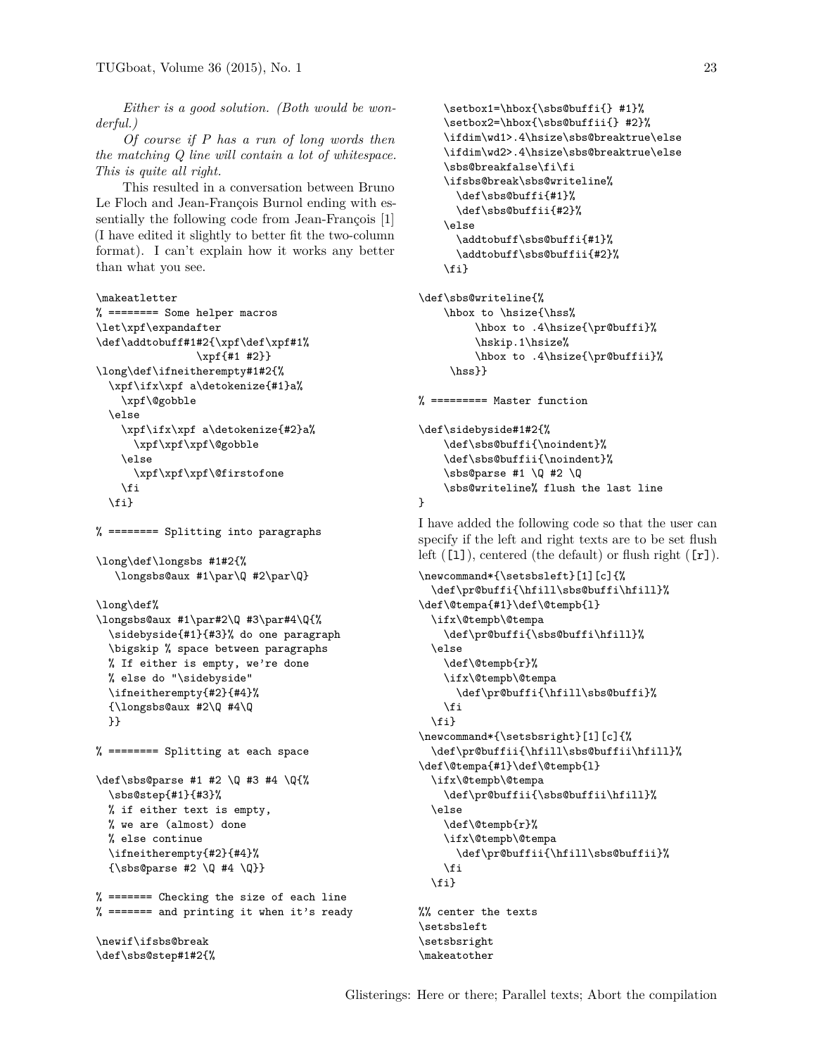*Either is a good solution. (Both would be wonderful.)*

*Of course if P has a run of long words then the matching Q line will contain a lot of whitespace. This is quite all right.*

This resulted in a conversation between Bruno Le Floch and Jean-François Burnol ending with essentially the following code from Jean-François [1] (I have edited it slightly to better fit the two-column format). I can't explain how it works any better than what you see.

```
\makeatletter
% ======== Some helper macros
\let\xpf\expandafter
\def\addtobuff#1#2{\xpf\def\xpf#1%
               \xpf{#1 #2}}
\long\def\ifneitherempty#1#2{%
  \xpf\ifx\xpf a\detokenize{#1}a%
    \xpf\@gobble
  \else
    \xpf\ifx\xpf a\detokenize{#2}a%
      \xpf\xpf\xpf\@gobble
    \else
      \xpf\xpf\xpf\@firstofone
    \fi
  \fi}

% ======== Splitting into paragraphs

\long\def\longsbs #1#2{%
   \longsbs@aux #1\par\Q #2\par\Q}

\long\def%
\longsbs@aux #1\par#2\Q #3\par#4\Q{%
  \sidebyside{#1}{#3}% do one paragraph
  \bigskip % space between paragraphs
  % If either is empty, we're done
  % else do "\sidebyside"
  \ifneitherempty{#2}{#4}%
  {\longsbs@aux #2\Q #4\Q
  }}

% ======== Splitting at each space

\def\sbs@parse #1 #2 \Q #3 #4 \Q{%
  \sbs@step{#1}{#3}%
  % if either text is empty,
  % we are (almost) done
  % else continue
  \ifneitherempty{#2}{#4}%
  {\sbs@parse #2 \Q #4 \Q}}

% ======= Checking the size of each line
% ======= and printing it when it's ready

\newif\ifsbs@break
\def\sbs@step#1#2{%
    \setbox1=\hbox{\sbs@buffi{} #1}%
    \setbox2=\hbox{\sbs@buffii{} #2}%
    \ifdim\wd1>.4\hsize\sbs@breaktrue\else
    \ifdim\wd2>.4\hsize\sbs@breaktrue\else
    \sbs@breakfalse\fi\fi
    \ifsbs@break\sbs@writeline%
      \def\sbs@buffi{#1}%
      \def\sbs@buffii{#2}%
    \else
      \addtobuff\sbs@buffi{#1}%
      \addtobuff\sbs@buffii{#2}%
    \fi}

\def\sbs@writeline{%
    \hbox to \hsize{\hss%
         \hbox to .4\hsize{\pr@buffi}%
         \hskip.1\hsize%
         \hbox to .4\hsize{\pr@buffii}%
     \hss}}

% ========= Master function

\def\sidebyside#1#2{%
    \def\sbs@buffi{\noindent}%
    \def\sbs@buffii{\noindent}%
    \sbs@parse #1 \Q #2 \Q
    \sbs@writeline% flush the last line
}
```

I have added the following code so that the user can specify if the left and right texts are to be set flush left ([l]), centered (the default) or flush right ([r]).

```
\newcommand*{\setsbsleft}[1][c]{%
  \def\pr@buffi{\hfill\sbs@buffi\hfill}%
\def\@tempa{#1}\def\@tempb{l}
  \ifx\@tempb\@tempa
    \def\pr@buffi{\sbs@buffi\hfill}%
  \else
    \def\@tempb{r}%
    \ifx\@tempb\@tempa
      \def\pr@buffi{\hfill\sbs@buffi}%
    \fi
  \fi}
\newcommand*{\setsbsright}[1][c]{%
  \def\pr@buffii{\hfill\sbs@buffii\hfill}%
\def\@tempa{#1}\def\@tempb{l}
  \ifx\@tempb\@tempa
    \def\pr@buffii{\sbs@buffii\hfill}%
  \else
    \def\@tempb{r}%
    \ifx\@tempb\@tempa
      \def\pr@buffii{\hfill\sbs@buffii}%
    \fi
  \fi}

%% center the texts
\setsbsleft
\setsbsright
\makeatother
```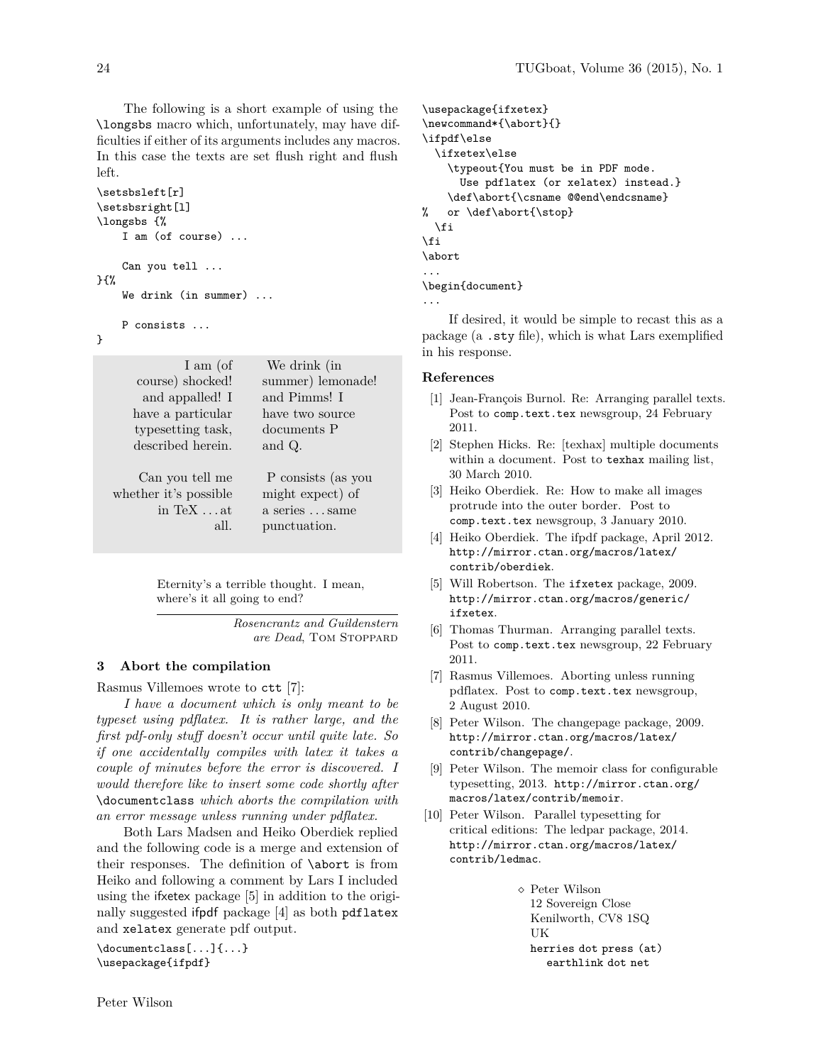The following is a short example of using the `\longsbs` macro which, unfortunately, may have difficulties if either of its arguments includes any macros. In this case the texts are set flush right and flush left.

```
\setsbsleft[r]
\setsbsright[l]
\longsbs {%
    I am (of course) ...

    Can you tell ...
}{%
    We drink (in summer) ...

    P consists ...
}
```

| | |
|---|---|
| I am (of course) shocked! and appalled! I have a particular typesetting task, described herein. | We drink (in summer) lemonade! and Pimms! I have two source documents P and Q. |
| Can you tell me whether it's possible in TeX ... at all. | P consists (as you might expect) of a series ... same punctuation. |

> Eternity's a terrible thought. I mean, where's it all going to end?
>
> *Rosencrantz and Guildenstern are Dead*, Tom Stoppard

## 3 Abort the compilation

Rasmus Villemoes wrote to ctt [7]:

*I have a document which is only meant to be typeset using pdflatex. It is rather large, and the first pdf-only stuff doesn't occur until quite late. So if one accidentally compiles with latex it takes a couple of minutes before the error is discovered. I would therefore like to insert some code shortly after* `\documentclass` *which aborts the compilation with an error message unless running under pdflatex.*

Both Lars Madsen and Heiko Oberdiek replied and the following code is a merge and extension of their responses. The definition of `\abort` is from Heiko and following a comment by Lars I included using the ifxetex package [5] in addition to the originally suggested ifpdf package [4] as both `pdflatex` and `xelatex` generate pdf output.

```
\documentclass[...]{...}
\usepackage{ifpdf}
\usepackage{ifxetex}
\newcommand*{\abort}{}
\ifpdf\else
  \ifxetex\else
    \typeout{You must be in PDF mode.
      Use pdflatex (or xelatex) instead.}
    \def\abort{\csname @@end\endcsname}
%   or \def\abort{\stop}
  \fi
\fi
\abort
...
\begin{document}
...
```

If desired, it would be simple to recast this as a package (a `.sty` file), which is what Lars exemplified in his response.

## References

[1] Jean-François Burnol. Re: Arranging parallel texts. Post to `comp.text.tex` newsgroup, 24 February 2011.

[2] Stephen Hicks. Re: [texhax] multiple documents within a document. Post to `texhax` mailing list, 30 March 2010.

[3] Heiko Oberdiek. Re: How to make all images protrude into the outer border. Post to `comp.text.tex` newsgroup, 3 January 2010.

[4] Heiko Oberdiek. The ifpdf package, April 2012. `http://mirror.ctan.org/macros/latex/contrib/oberdiek`.

[5] Will Robertson. The `ifxetex` package, 2009. `http://mirror.ctan.org/macros/generic/ifxetex`.

[6] Thomas Thurman. Arranging parallel texts. Post to `comp.text.tex` newsgroup, 22 February 2011.

[7] Rasmus Villemoes. Aborting unless running pdflatex. Post to `comp.text.tex` newsgroup, 2 August 2010.

[8] Peter Wilson. The changepage package, 2009. `http://mirror.ctan.org/macros/latex/contrib/changepage/`.

[9] Peter Wilson. The memoir class for configurable typesetting, 2013. `http://mirror.ctan.org/macros/latex/contrib/memoir`.

[10] Peter Wilson. Parallel typesetting for critical editions: The ledpar package, 2014. `http://mirror.ctan.org/macros/latex/contrib/ledmac`.

◇ Peter Wilson
12 Sovereign Close
Kenilworth, CV8 1SQ
UK
`herries dot press (at) earthlink dot net`